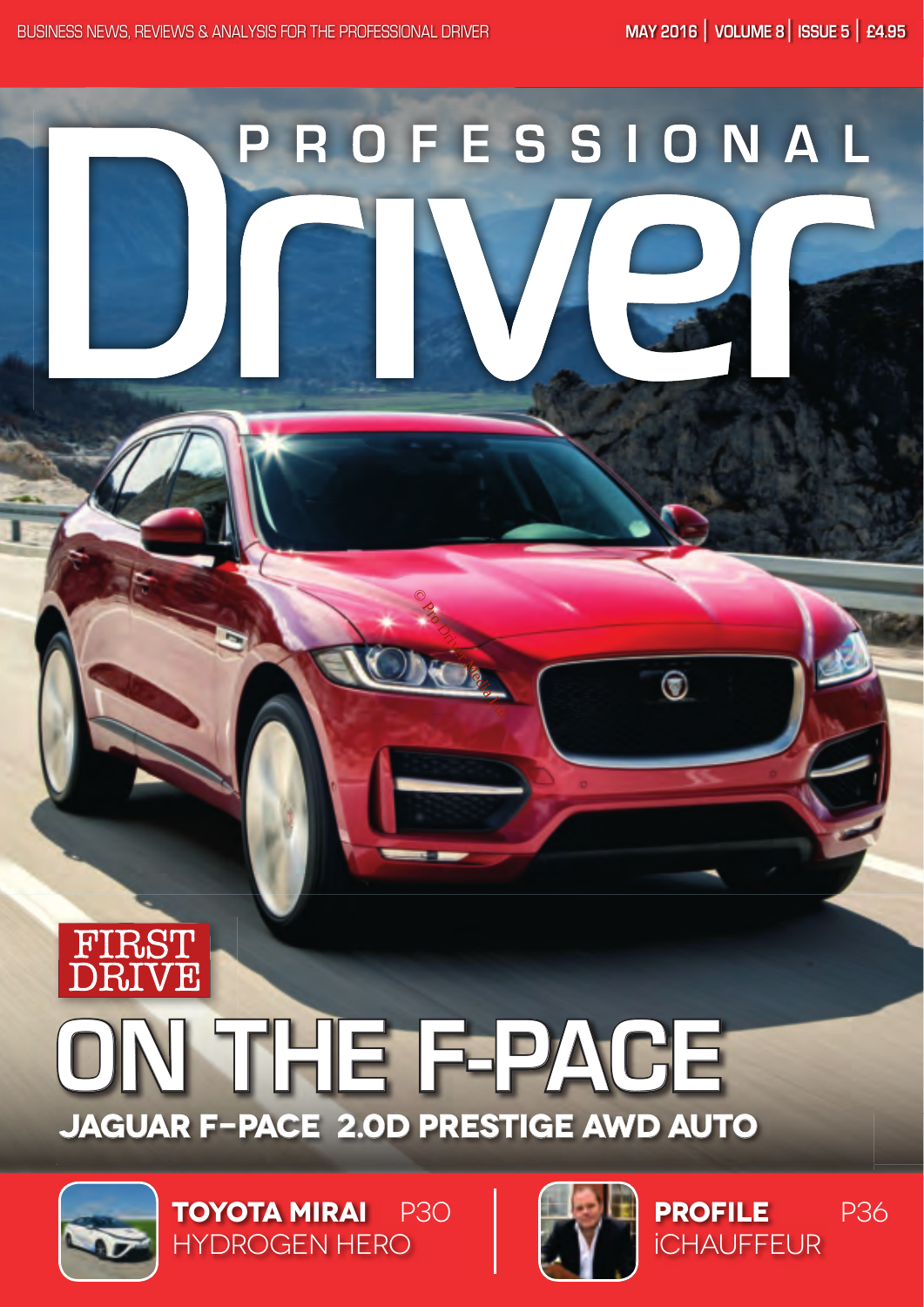BUSINESS NEWS, REVIEWS & ANALYSIS FOR THE PROFESSIONAL DRIVER

MAY 2016 | VOLUME 8 | ISSUE 5 | £4.95

# PROFESSIONAL Driver

FIRST DRIVE

## ON THE F-PACE

### JAGUAR F-PACE 2.0D PRESTIGE AWD AUTO

**TOYOTA MIRAI** P30
HYDROGEN HERO

**PROFILE** P36
iCHAUFFEUR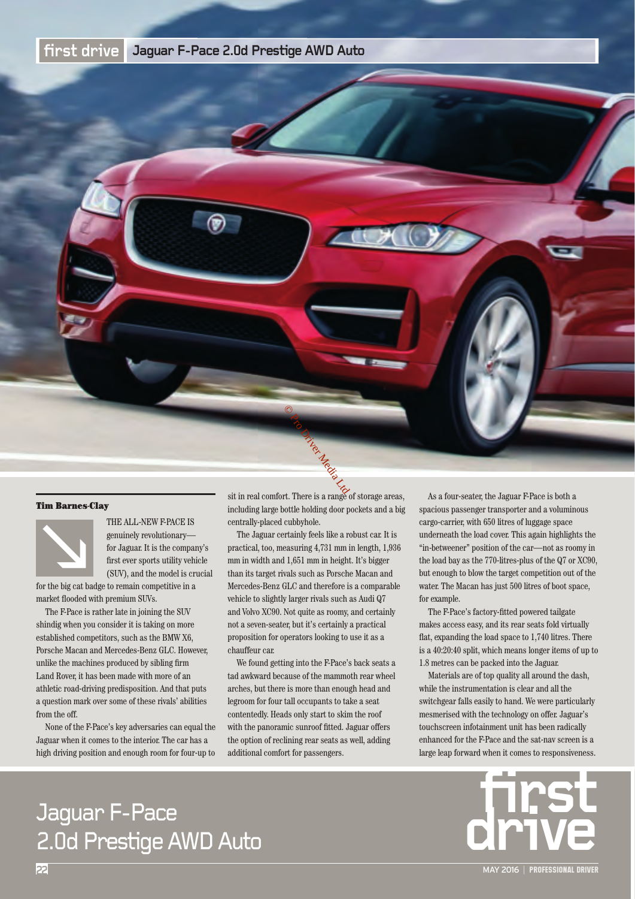# Jaguar F-Pace 2.0d Prestige AWD Auto

**Tim Barnes-Clay**

THE ALL-NEW F-PACE IS genuinely revolutionary—for Jaguar. It is the company's first ever sports utility vehicle (SUV), and the model is crucial for the big cat badge to remain competitive in a market flooded with premium SUVs.

The F-Pace is rather late in joining the SUV shindig when you consider it is taking on more established competitors, such as the BMW X6, Porsche Macan and Mercedes-Benz GLC. However, unlike the machines produced by sibling firm Land Rover, it has been made with more of an athletic road-driving predisposition. And that puts a question mark over some of these rivals' abilities from the off.

None of the F-Pace's key adversaries can equal the Jaguar when it comes to the interior. The car has a high driving position and enough room for four-up to sit in real comfort. There is a range of storage areas, including large bottle holding door pockets and a big centrally-placed cubbyhole.

The Jaguar certainly feels like a robust car. It is practical, too, measuring 4,731 mm in length, 1,936 mm in width and 1,651 mm in height. It's bigger than its target rivals such as Porsche Macan and Mercedes-Benz GLC and therefore is a comparable vehicle to slightly larger rivals such as Audi Q7 and Volvo XC90. Not quite as roomy, and certainly not a seven-seater, but it's certainly a practical proposition for operators looking to use it as a chauffeur car.

We found getting into the F-Pace's back seats a tad awkward because of the mammoth rear wheel arches, but there is more than enough head and legroom for four tall occupants to take a seat contentedly. Heads only start to skim the roof with the panoramic sunroof fitted. Jaguar offers the option of reclining rear seats as well, adding additional comfort for passengers.

As a four-seater, the Jaguar F-Pace is both a spacious passenger transporter and a voluminous cargo-carrier, with 650 litres of luggage space underneath the load cover. This again highlights the "in-betweener" position of the car—not as roomy in the load bay as the 770-litres-plus of the Q7 or XC90, but enough to blow the target competition out of the water. The Macan has just 500 litres of boot space, for example.

The F-Pace's factory-fitted powered tailgate makes access easy, and its rear seats fold virtually flat, expanding the load space to 1,740 litres. There is a 40:20:40 split, which means longer items of up to 1.8 metres can be packed into the Jaguar.

Materials are of top quality all around the dash, while the instrumentation is clear and all the switchgear falls easily to hand. We were particularly mesmerised with the technology on offer. Jaguar's touchscreen infotainment unit has been radically enhanced for the F-Pace and the sat-nav screen is a large leap forward when it comes to responsiveness.

## Jaguar F-Pace 2.0d Prestige AWD Auto

first drive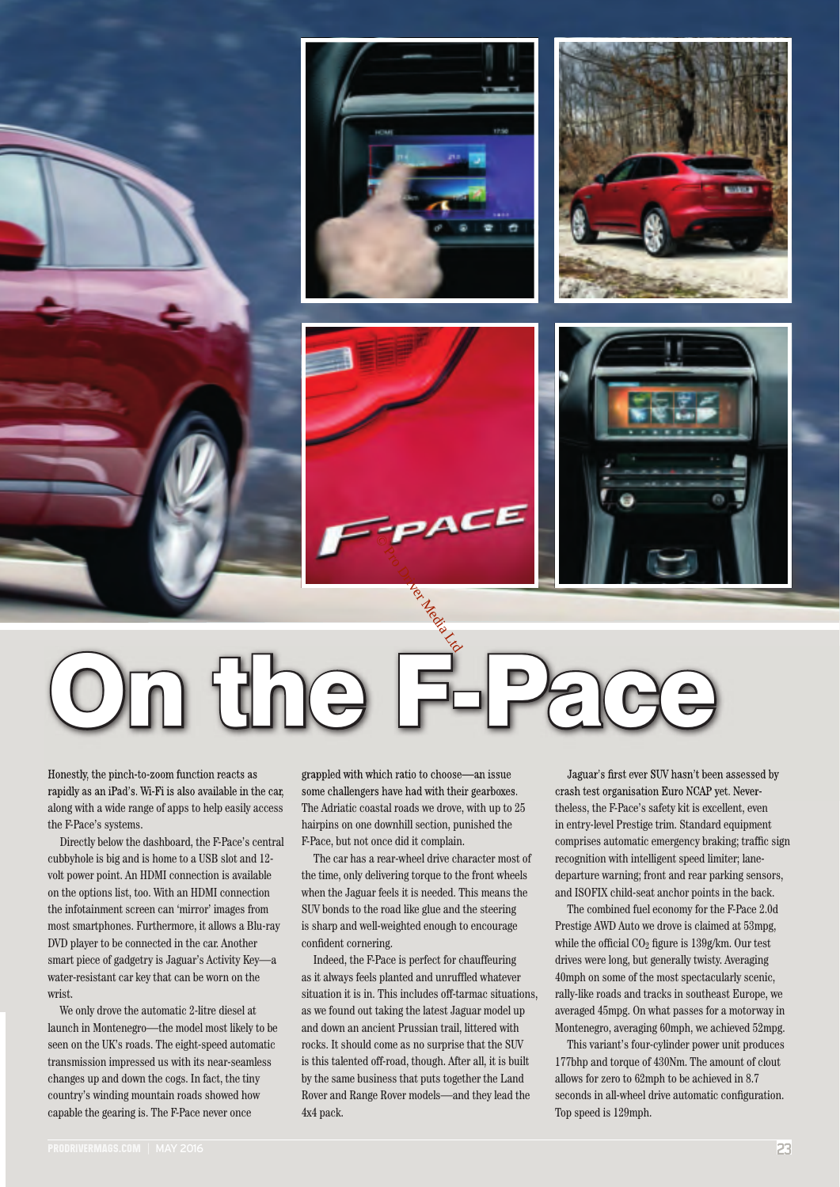# On the F-Pace

Honestly, the pinch-to-zoom function reacts as rapidly as an iPad's. Wi-Fi is also available in the car, along with a wide range of apps to help easily access the F-Pace's systems.

Directly below the dashboard, the F-Pace's central cubbyhole is big and is home to a USB slot and 12-volt power point. An HDMI connection is available on the options list, too. With an HDMI connection the infotainment screen can 'mirror' images from most smartphones. Furthermore, it allows a Blu-ray DVD player to be connected in the car. Another smart piece of gadgetry is Jaguar's Activity Key—a water-resistant car key that can be worn on the wrist.

We only drove the automatic 2-litre diesel at launch in Montenegro—the model most likely to be seen on the UK's roads. The eight-speed automatic transmission impressed us with its near-seamless changes up and down the cogs. In fact, the tiny country's winding mountain roads showed how capable the gearing is. The F-Pace never once grappled with which ratio to choose—an issue some challengers have had with their gearboxes. The Adriatic coastal roads we drove, with up to 25 hairpins on one downhill section, punished the F-Pace, but not once did it complain.

The car has a rear-wheel drive character most of the time, only delivering torque to the front wheels when the Jaguar feels it is needed. This means the SUV bonds to the road like glue and the steering is sharp and well-weighted enough to encourage confident cornering.

Indeed, the F-Pace is perfect for chauffeuring as it always feels planted and unruffled whatever situation it is in. This includes off-tarmac situations, as we found out taking the latest Jaguar model up and down an ancient Prussian trail, littered with rocks. It should come as no surprise that the SUV is this talented off-road, though. After all, it is built by the same business that puts together the Land Rover and Range Rover models—and they lead the 4x4 pack.

Jaguar's first ever SUV hasn't been assessed by crash test organisation Euro NCAP yet. Nevertheless, the F-Pace's safety kit is excellent, even in entry-level Prestige trim. Standard equipment comprises automatic emergency braking; traffic sign recognition with intelligent speed limiter; lane-departure warning; front and rear parking sensors, and ISOFIX child-seat anchor points in the back.

The combined fuel economy for the F-Pace 2.0d Prestige AWD Auto we drove is claimed at 53mpg, while the official $CO_2$ figure is 139g/km. Our test drives were long, but generally twisty. Averaging 40mph on some of the most spectacularly scenic, rally-like roads and tracks in southeast Europe, we averaged 45mpg. On what passes for a motorway in Montenegro, averaging 60mph, we achieved 52mpg.

This variant's four-cylinder power unit produces 177bhp and torque of 430Nm. The amount of clout allows for zero to 62mph to be achieved in 8.7 seconds in all-wheel drive automatic configuration. Top speed is 129mph.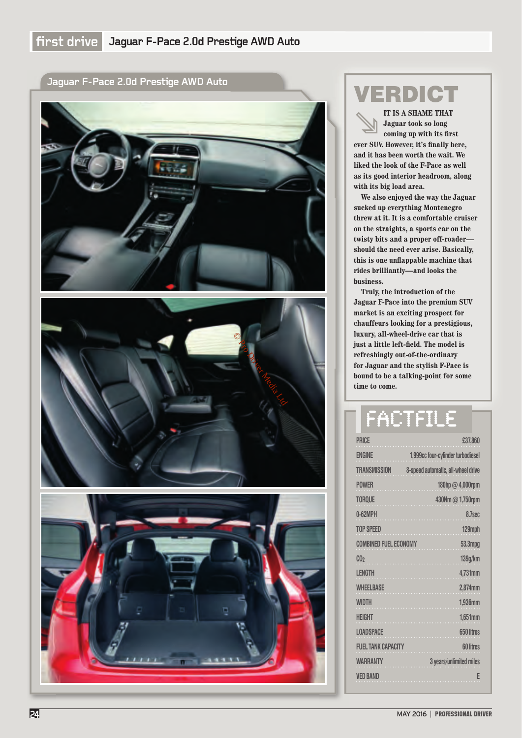## Jaguar F-Pace 2.0d Prestige AWD Auto

# VERDICT

IT IS A SHAME THAT Jaguar took so long coming up with its first ever SUV. However, it's finally here, and it has been worth the wait. We liked the look of the F-Pace as well as its good interior headroom, along with its big load area.

We also enjoyed the way the Jaguar sucked up everything Montenegro threw at it. It is a comfortable cruiser on the straights, a sports car on the twisty bits and a proper off-roader—should the need ever arise. Basically, this is one unflappable machine that rides brilliantly—and looks the business.

Truly, the introduction of the Jaguar F-Pace into the premium SUV market is an exciting prospect for chauffeurs looking for a prestigious, luxury, all-wheel-drive car that is just a little left-field. The model is refreshingly out-of-the-ordinary for Jaguar and the stylish F-Pace is bound to be a talking-point for some time to come.

# FACTFILE

| | |
|---|---|
| PRICE | £37,860 |
| ENGINE | 1,999cc four-cylinder turbodiesel |
| TRANSMISSION | 8-speed automatic, all-wheel drive |
| POWER | 180hp @ 4,000rpm |
| TORQUE | 430Nm @ 1,750rpm |
| 0-62MPH | 8.7sec |
| TOP SPEED | 129mph |
| COMBINED FUEL ECONOMY | 53.3mpg |
| $CO_2$ | 139g/km |
| LENGTH | 4,731mm |
| WHEELBASE | 2,874mm |
| WIDTH | 1,936mm |
| HEIGHT | 1,651mm |
| LOADSPACE | 650 litres |
| FUEL TANK CAPACITY | 60 litres |
| WARRANTY | 3 years/unlimited miles |
| VED BAND | E |